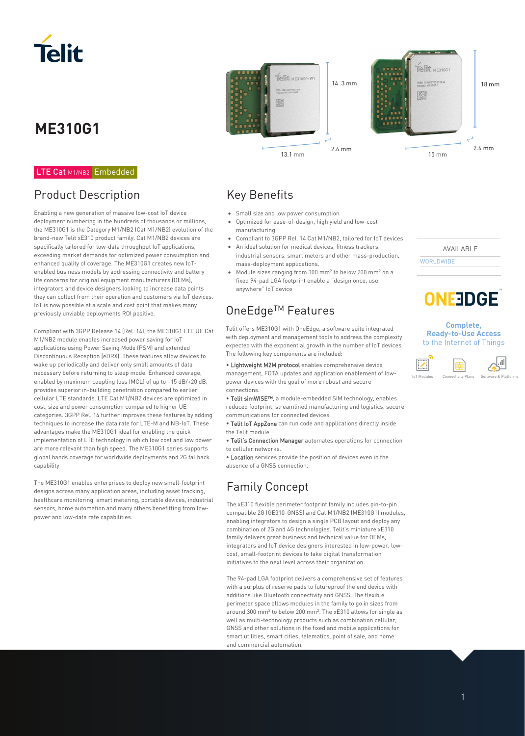# ME310G1

14 .3 mm

2.6 mm

13.1 mm

18 mm

2.6 mm

15 mm

LTE Cat M1/NB2 Embedded

## Product Description

Enabling a new generation of massive low-cost IoT device deployment numbering in the hundreds of thousands or millions, the ME310G1 is the Category M1/NB2 (Cat M1/NB2) evolution of the brand-new Telit xE310 product family. Cat M1/NB2 devices are specifically tailored for low-data throughput IoT applications, exceeding market demands for optimized power consumption and enhanced quality of coverage. The ME310G1 creates new IoT-enabled business models by addressing connectivity and battery life concerns for original equipment manufacturers (OEMs), integrators and device designers looking to increase data points they can collect from their operation and customers via IoT devices. IoT is now possible at a scale and cost point that makes many previously unviable deployments ROI positive.

Compliant with 3GPP Release 14 (Rel. 14), the ME310G1 LTE UE Cat M1/NB2 module enables increased power saving for IoT applications using Power Saving Mode (PSM) and extended Discontinuous Reception (eDRX). These features allow devices to wake up periodically and deliver only small amounts of data necessary before returning to sleep mode. Enhanced coverage, enabled by maximum coupling loss (MCL) of up to +15 dB/+20 dB, provides superior in-building penetration compared to earlier cellular LTE standards. LTE Cat M1/NB2 devices are optimized in cost, size and power consumption compared to higher UE categories. 3GPP Rel. 14 further improves these features by adding techniques to increase the data rate for LTE-M and NB-IoT. These advantages make the ME310G1 ideal for enabling the quick implementation of LTE technology in which low cost and low power are more relevant than high speed. The ME310G1 series supports global bands coverage for worldwide deployments and 2G fallback capability

The ME310G1 enables enterprises to deploy new small-footprint designs across many application areas, including asset tracking, healthcare monitoring, smart metering, portable devices, industrial sensors, home automation and many others benefitting from low-power and low-data rate capabilities.

## Key Benefits

- Small size and low power consumption
- Optimized for ease-of-design, high yield and low-cost manufacturing
- Compliant to 3GPP Rel. 14 Cat M1/NB2, tailored for IoT devices
- An ideal solution for medical devices, fitness trackers, industrial sensors, smart meters and other mass-production, mass-deployment applications.
- Module sizes ranging from 300 mm² to below 200 mm² on a fixed 94-pad LGA footprint enable a "design once, use anywhere" IoT device

## OneEdge™ Features

Telit offers ME310G1 with OneEdge, a software suite integrated with deployment and management tools to address the complexity expected with the exponential growth in the number of IoT devices. The following key components are included:

- **Lightweight M2M protocol** enables comprehensive device management, FOTA updates and application enablement of low-power devices with the goal of more robust and secure connections.
- **Telit simWISE™**, a module-embedded SIM technology, enables reduced footprint, streamlined manufacturing and logistics, secure communications for connected devices.
- **Telit IoT AppZone** can run code and applications directly inside the Telit module.
- **Telit's Connection Manager** automates operations for connection to cellular networks.
- **Location** services provide the position of devices even in the absence of a GNSS connection.

## Family Concept

The xE310 flexible perimeter footprint family includes pin-to-pin compatible 2G (GE310-GNSS) and Cat M1/NB2 (ME310G1) modules, enabling integrators to design a single PCB layout and deploy any combination of 2G and 4G technologies. Telit's miniature xE310 family delivers great business and technical value for OEMs, integrators and IoT device designers interested in low-power, low-cost, small-footprint devices to take digital transformation initiatives to the next level across their organization.

The 94-pad LGA footprint delivers a comprehensive set of features with a surplus of reserve pads to futureproof the end device with additions like Bluetooth connectivity and GNSS. The flexible perimeter space allows modules in the family to go in sizes from around 300 mm² to below 200 mm². The xE310 allows for single as well as multi-technology products such as combination cellular, GNSS and other solutions in the fixed and mobile applications for smart utilities, smart cities, telematics, point of sale, and home and commercial automation.

AVAILABLE

WORLDWIDE

ONEEDGE™

**Complete, Ready-to-Use Access** to the Internet of Things

IoT Modules · Connectivity Plans · Software & Platforms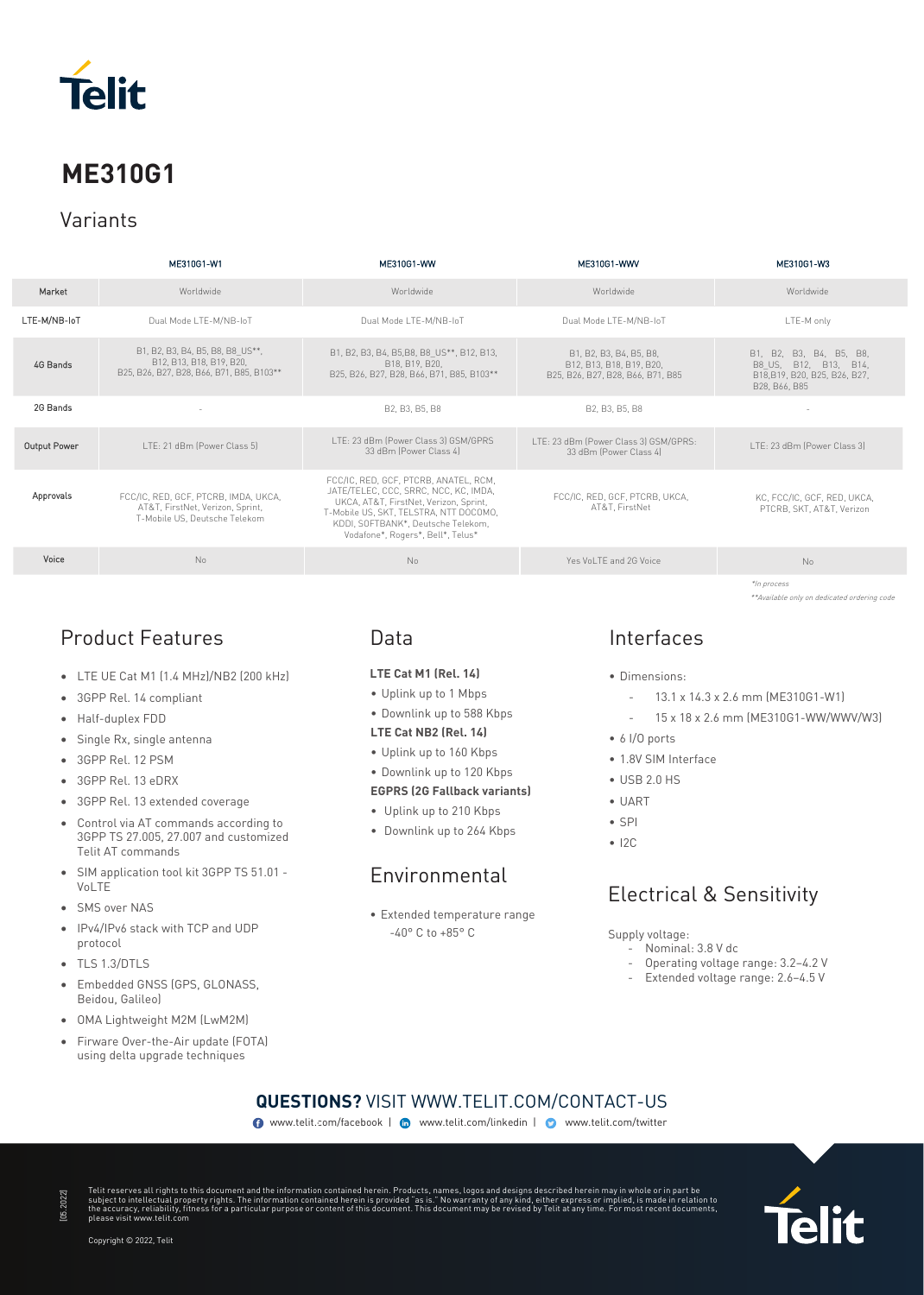# ME310G1

## Variants

| | ME310G1-W1 | ME310G1-WW | ME310G1-WWV | ME310G1-W3 |
|---|---|---|---|---|
| Market | Worldwide | Worldwide | Worldwide | Worldwide |
| LTE-M/NB-IoT | Dual Mode LTE-M/NB-IoT | Dual Mode LTE-M/NB-IoT | Dual Mode LTE-M/NB-IoT | LTE-M only |
| 4G Bands | B1, B2, B3, B4, B5, B8, B8_US**, B12, B13, B18, B19, B20, B25, B26, B27, B28, B66, B71, B85, B103** | B1, B2, B3, B4, B5,B8, B8_US**, B12, B13, B18, B19, B20, B25, B26, B27, B28, B66, B71, B85, B103** | B1, B2, B3, B4, B5, B8, B12, B13, B18, B19, B20, B25, B26, B27, B28, B66, B71, B85 | B1, B2, B3, B4, B5, B8, B8_US, B12, B13, B14, B18,B19, B20, B25, B26, B27, B28, B66, B85 |
| 2G Bands | - | B2, B3, B5, B8 | B2, B3, B5, B8 | - |
| Output Power | LTE: 21 dBm (Power Class 5) | LTE: 23 dBm (Power Class 3) GSM/GPRS 33 dBm (Power Class 4) | LTE: 23 dBm (Power Class 3) GSM/GPRS: 33 dBm (Power Class 4) | LTE: 23 dBm (Power Class 3) |
| Approvals | FCC/IC, RED, GCF, PTCRB, IMDA, UKCA, AT&T, FirstNet, Verizon, Sprint, T-Mobile US, Deutsche Telekom | FCC/IC, RED, GCF, PTCRB, ANATEL, RCM, JATE/TELEC, CCC, SRRC, NCC, KC, IMDA, UKCA, AT&T, FirstNet, Verizon, Sprint, T-Mobile US, SKT, TELSTRA, NTT DOCOMO, KDDI, SOFTBANK*, Deutsche Telekom, Vodafone*, Rogers*, Bell*, Telus* | FCC/IC, RED, GCF, PTCRB, UKCA, AT&T, FirstNet | KC, FCC/IC, GCF, RED, UKCA, PTCRB, SKT, AT&T, Verizon |
| Voice | No | No | Yes VoLTE and 2G Voice | No |

*In process

**Available only on dedicated ordering code

## Product Features

- LTE UE Cat M1 (1.4 MHz)/NB2 (200 kHz)
- 3GPP Rel. 14 compliant
- Half-duplex FDD
- Single Rx, single antenna
- 3GPP Rel. 12 PSM
- 3GPP Rel. 13 eDRX
- 3GPP Rel. 13 extended coverage
- Control via AT commands according to 3GPP TS 27.005, 27.007 and customized Telit AT commands
- SIM application tool kit 3GPP TS 51.01 - VoLTE
- SMS over NAS
- IPv4/IPv6 stack with TCP and UDP protocol
- TLS 1.3/DTLS
- Embedded GNSS (GPS, GLONASS, Beidou, Galileo)
- OMA Lightweight M2M (LwM2M)
- Firware Over-the-Air update (FOTA) using delta upgrade techniques

## Data

**LTE Cat M1 (Rel. 14)**
- Uplink up to 1 Mbps
- Downlink up to 588 Kbps

**LTE Cat NB2 (Rel. 14)**
- Uplink up to 160 Kbps
- Downlink up to 120 Kbps

**EGPRS (2G Fallback variants)**
- Uplink up to 210 Kbps
- Downlink up to 264 Kbps

## Environmental

- Extended temperature range -40° C to +85° C

## Interfaces

- Dimensions:
  - 13.1 x 14.3 x 2.6 mm (ME310G1-W1)
  - 15 x 18 x 2.6 mm (ME310G1-WW/WWV/W3)
- 6 I/O ports
- 1.8V SIM Interface
- USB 2.0 HS
- UART
- SPI
- I2C

## Electrical & Sensitivity

Supply voltage:
- Nominal: 3.8 V dc
- Operating voltage range: 3.2–4.2 V
- Extended voltage range: 2.6–4.5 V

**QUESTIONS?** VISIT WWW.TELIT.COM/CONTACT-US

www.telit.com/facebook | www.telit.com/linkedin | www.telit.com/twitter

Telit reserves all rights to this document and the information contained herein. Products, names, logos and designs described herein may in whole or in part be subject to intellectual property rights. The information contained herein is provided "as is." No warranty of any kind, either express or implied, is made in relation to the accuracy, reliability, fitness for a particular purpose or content of this document. This document may be revised by Telit at any time. For most recent documents, please visit www.telit.com

Copyright © 2022, Telit

[05.2022]